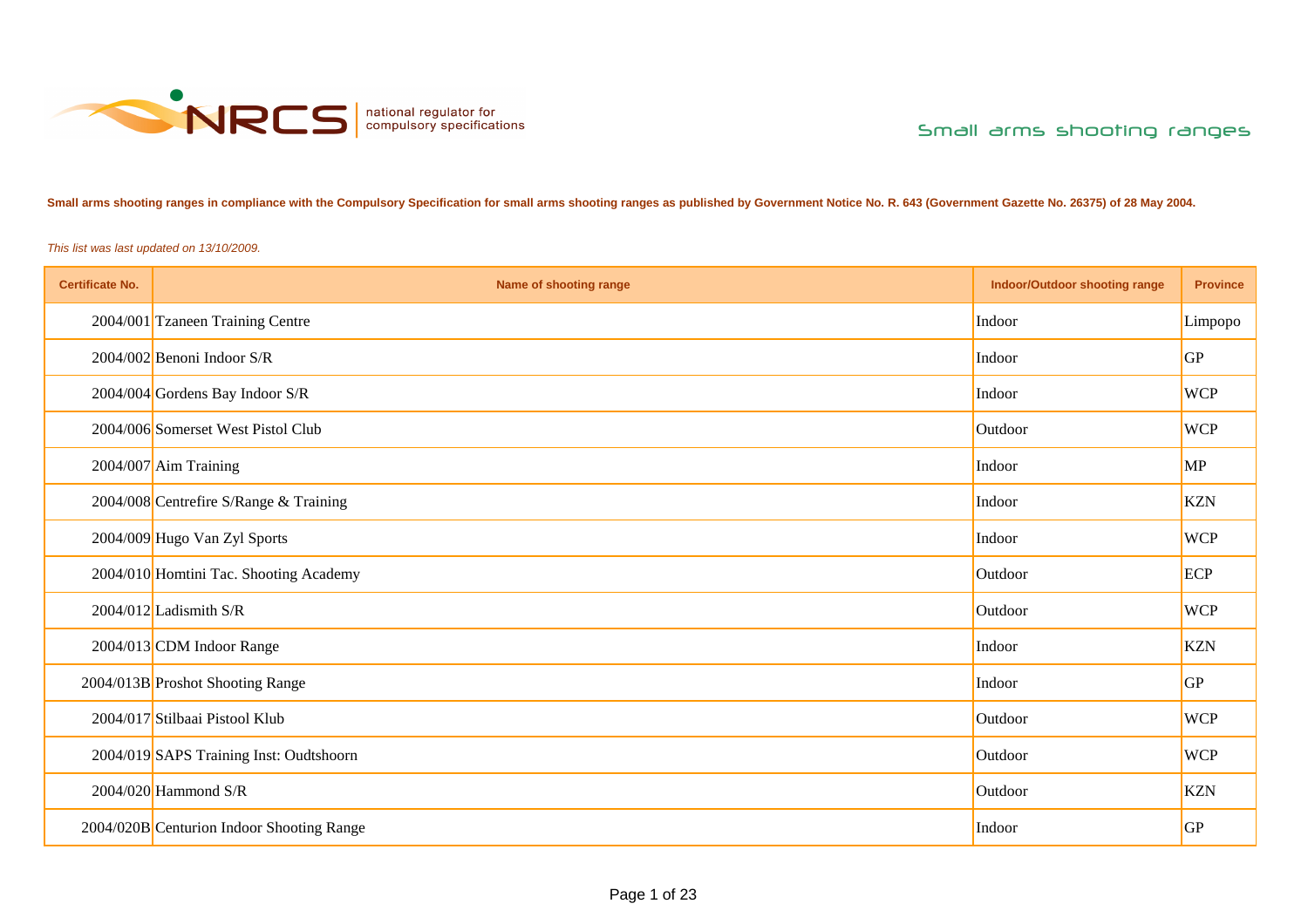national regulator for compulsory specifications

Small arms shooting ranges

**Small arms shooting ranges in compliance with the Compulsory Specification for small arms shooting ranges as published by Government Notice No. R. 643 (Government Gazette No. 26375) of 28 May 2004.**

*This list was last updated on 13/10/2009.*

| Certificate No. | Name of shooting range | Indoor/Outdoor shooting range | Province |
|---|---|---|---|
| 2004/001 | Tzaneen Training Centre | Indoor | Limpopo |
| 2004/002 | Benoni Indoor S/R | Indoor | GP |
| 2004/004 | Gordens Bay Indoor S/R | Indoor | WCP |
| 2004/006 | Somerset West Pistol Club | Outdoor | WCP |
| 2004/007 | Aim Training | Indoor | MP |
| 2004/008 | Centrefire S/Range & Training | Indoor | KZN |
| 2004/009 | Hugo Van Zyl Sports | Indoor | WCP |
| 2004/010 | Homtini Tac. Shooting Academy | Outdoor | ECP |
| 2004/012 | Ladismith S/R | Outdoor | WCP |
| 2004/013 | CDM Indoor Range | Indoor | KZN |
| 2004/013B | Proshot Shooting Range | Indoor | GP |
| 2004/017 | Stilbaai Pistool Klub | Outdoor | WCP |
| 2004/019 | SAPS Training Inst: Oudtshoorn | Outdoor | WCP |
| 2004/020 | Hammond S/R | Outdoor | KZN |
| 2004/020B | Centurion Indoor Shooting Range | Indoor | GP |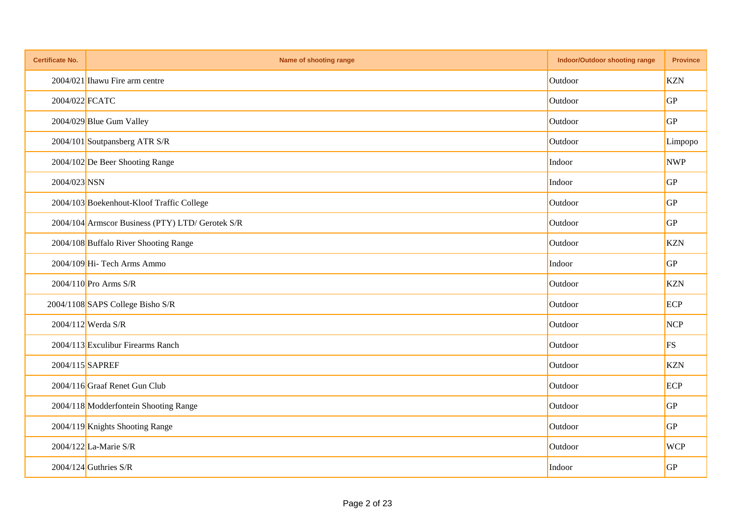| Certificate No. | Name of shooting range | Indoor/Outdoor shooting range | Province |
|---|---|---|---|
| 2004/021 | Ihawu Fire arm centre | Outdoor | KZN |
| 2004/022 | FCATC | Outdoor | GP |
| 2004/029 | Blue Gum Valley | Outdoor | GP |
| 2004/101 | Soutpansberg ATR S/R | Outdoor | Limpopo |
| 2004/102 | De Beer Shooting Range | Indoor | NWP |
| 2004/023 | NSN | Indoor | GP |
| 2004/103 | Boekenhout-Kloof Traffic College | Outdoor | GP |
| 2004/104 | Armscor Business (PTY) LTD/ Gerotek S/R | Outdoor | GP |
| 2004/108 | Buffalo River Shooting Range | Outdoor | KZN |
| 2004/109 | Hi- Tech Arms Ammo | Indoor | GP |
| 2004/110 | Pro Arms S/R | Outdoor | KZN |
| 2004/1108 | SAPS College Bisho S/R | Outdoor | ECP |
| 2004/112 | Werda S/R | Outdoor | NCP |
| 2004/113 | Exculibur Firearms Ranch | Outdoor | FS |
| 2004/115 | SAPREF | Outdoor | KZN |
| 2004/116 | Graaf Renet Gun Club | Outdoor | ECP |
| 2004/118 | Modderfontein Shooting Range | Outdoor | GP |
| 2004/119 | Knights Shooting Range | Outdoor | GP |
| 2004/122 | La-Marie S/R | Outdoor | WCP |
| 2004/124 | Guthries S/R | Indoor | GP |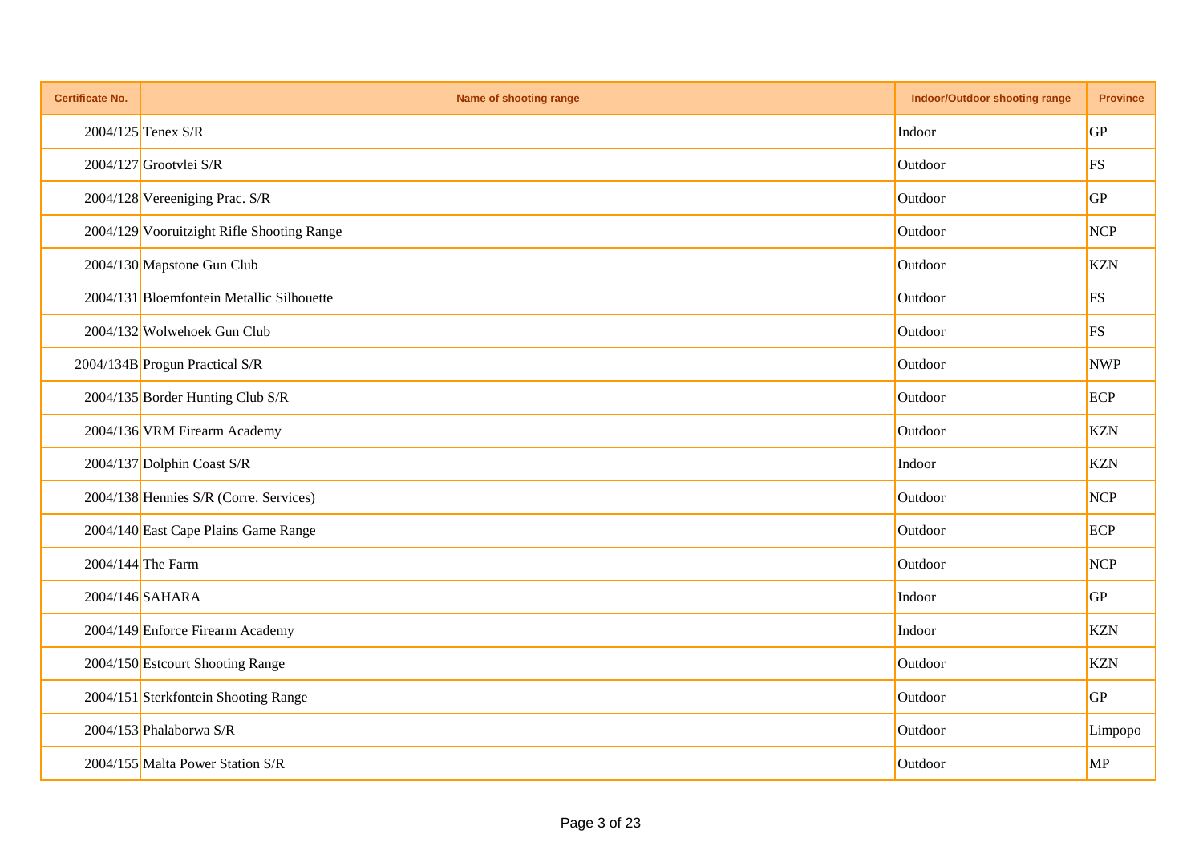| Certificate No. | Name of shooting range | Indoor/Outdoor shooting range | Province |
| --- | --- | --- | --- |
| 2004/125 | Tenex S/R | Indoor | GP |
| 2004/127 | Grootvlei S/R | Outdoor | FS |
| 2004/128 | Vereeniging Prac. S/R | Outdoor | GP |
| 2004/129 | Vooruitzight Rifle Shooting Range | Outdoor | NCP |
| 2004/130 | Mapstone Gun Club | Outdoor | KZN |
| 2004/131 | Bloemfontein Metallic Silhouette | Outdoor | FS |
| 2004/132 | Wolwehoek Gun Club | Outdoor | FS |
| 2004/134B | Progun Practical S/R | Outdoor | NWP |
| 2004/135 | Border Hunting Club S/R | Outdoor | ECP |
| 2004/136 | VRM Firearm Academy | Outdoor | KZN |
| 2004/137 | Dolphin Coast S/R | Indoor | KZN |
| 2004/138 | Hennies S/R (Corre. Services) | Outdoor | NCP |
| 2004/140 | East Cape Plains Game Range | Outdoor | ECP |
| 2004/144 | The Farm | Outdoor | NCP |
| 2004/146 | SAHARA | Indoor | GP |
| 2004/149 | Enforce Firearm Academy | Indoor | KZN |
| 2004/150 | Estcourt Shooting Range | Outdoor | KZN |
| 2004/151 | Sterkfontein Shooting Range | Outdoor | GP |
| 2004/153 | Phalaborwa S/R | Outdoor | Limpopo |
| 2004/155 | Malta Power Station S/R | Outdoor | MP |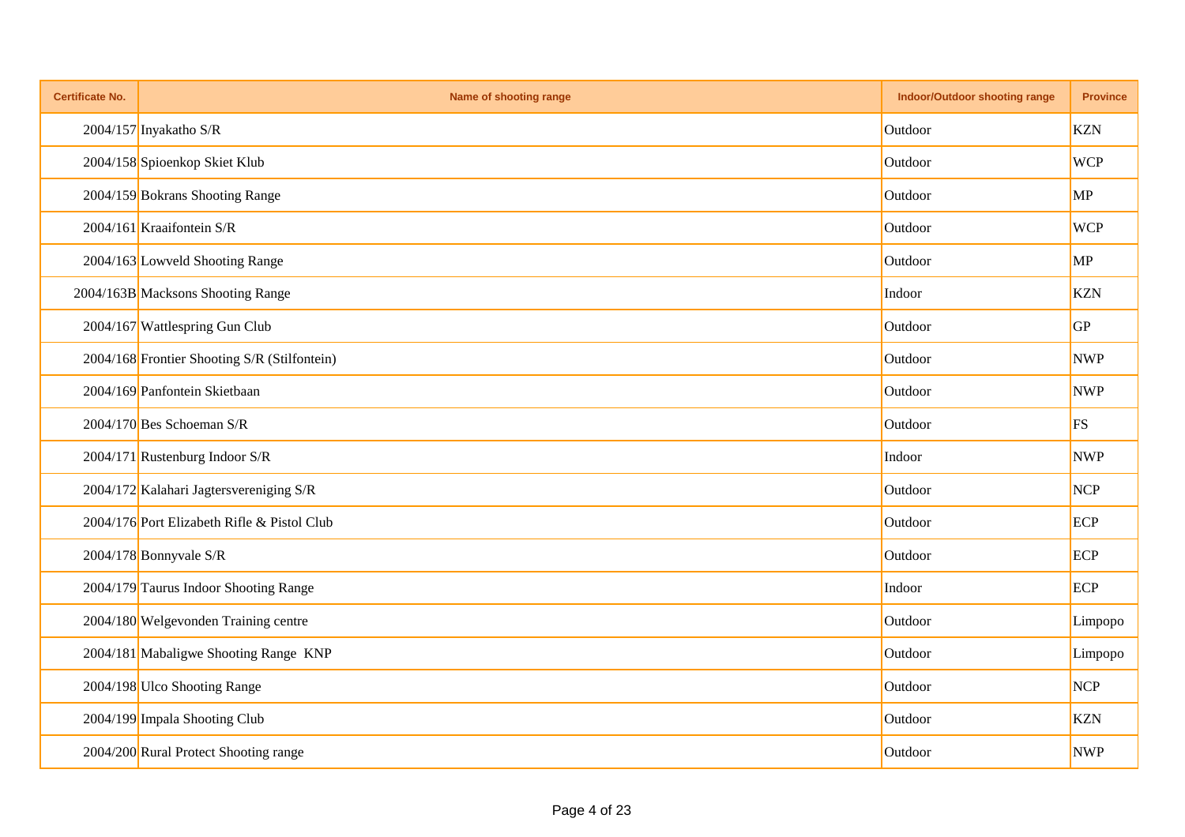| Certificate No. | Name of shooting range | Indoor/Outdoor shooting range | Province |
|---|---|---|---|
| 2004/157 | Inyakatho S/R | Outdoor | KZN |
| 2004/158 | Spioenkop Skiet Klub | Outdoor | WCP |
| 2004/159 | Bokrans Shooting Range | Outdoor | MP |
| 2004/161 | Kraaifontein S/R | Outdoor | WCP |
| 2004/163 | Lowveld Shooting Range | Outdoor | MP |
| 2004/163B | Macksons Shooting Range | Indoor | KZN |
| 2004/167 | Wattlespring Gun Club | Outdoor | GP |
| 2004/168 | Frontier Shooting S/R (Stilfontein) | Outdoor | NWP |
| 2004/169 | Panfontein Skietbaan | Outdoor | NWP |
| 2004/170 | Bes Schoeman S/R | Outdoor | FS |
| 2004/171 | Rustenburg Indoor S/R | Indoor | NWP |
| 2004/172 | Kalahari Jagtersvereniging S/R | Outdoor | NCP |
| 2004/176 | Port Elizabeth Rifle & Pistol Club | Outdoor | ECP |
| 2004/178 | Bonnyvale S/R | Outdoor | ECP |
| 2004/179 | Taurus Indoor Shooting Range | Indoor | ECP |
| 2004/180 | Welgevonden Training centre | Outdoor | Limpopo |
| 2004/181 | Mabaligwe Shooting Range KNP | Outdoor | Limpopo |
| 2004/198 | Ulco Shooting Range | Outdoor | NCP |
| 2004/199 | Impala Shooting Club | Outdoor | KZN |
| 2004/200 | Rural Protect Shooting range | Outdoor | NWP |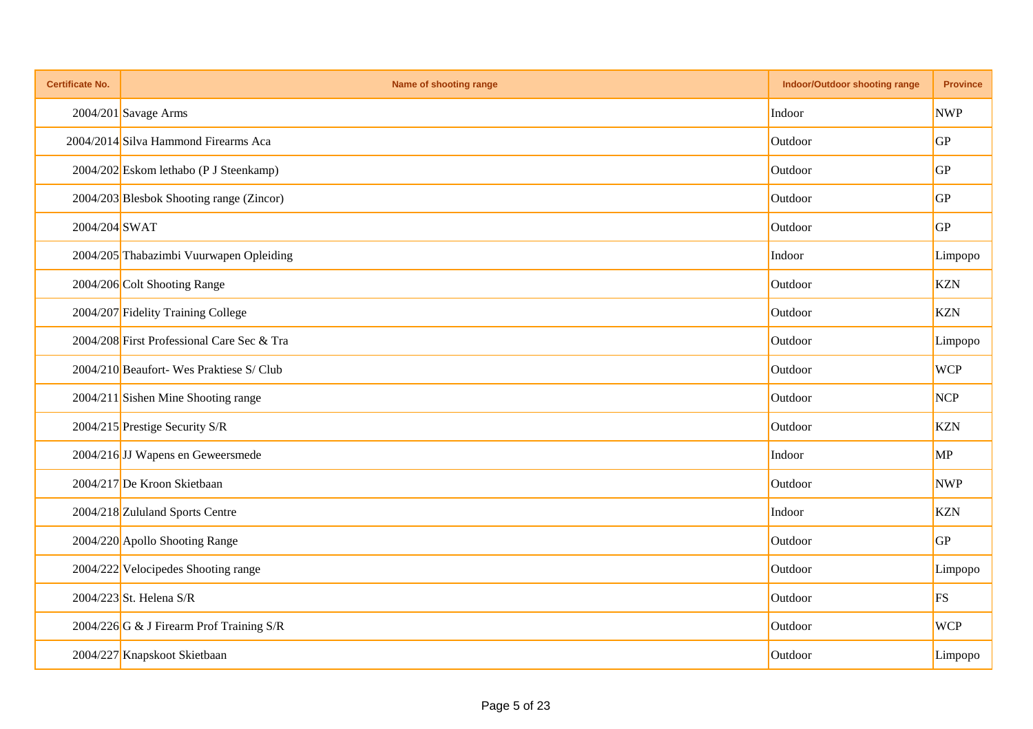| Certificate No. | Name of shooting range | Indoor/Outdoor shooting range | Province |
|---|---|---|---|
| 2004/201 | Savage Arms | Indoor | NWP |
| 2004/2014 | Silva Hammond Firearms Aca | Outdoor | GP |
| 2004/202 | Eskom lethabo (P J Steenkamp) | Outdoor | GP |
| 2004/203 | Blesbok Shooting range (Zincor) | Outdoor | GP |
| 2004/204 | SWAT | Outdoor | GP |
| 2004/205 | Thabazimbi Vuurwapen Opleiding | Indoor | Limpopo |
| 2004/206 | Colt Shooting Range | Outdoor | KZN |
| 2004/207 | Fidelity Training College | Outdoor | KZN |
| 2004/208 | First Professional Care Sec & Tra | Outdoor | Limpopo |
| 2004/210 | Beaufort- Wes Praktiese S/ Club | Outdoor | WCP |
| 2004/211 | Sishen Mine Shooting range | Outdoor | NCP |
| 2004/215 | Prestige Security S/R | Outdoor | KZN |
| 2004/216 | JJ Wapens en Geweersmede | Indoor | MP |
| 2004/217 | De Kroon Skietbaan | Outdoor | NWP |
| 2004/218 | Zululand Sports Centre | Indoor | KZN |
| 2004/220 | Apollo Shooting Range | Outdoor | GP |
| 2004/222 | Velocipedes Shooting range | Outdoor | Limpopo |
| 2004/223 | St. Helena S/R | Outdoor | FS |
| 2004/226 | G & J Firearm Prof Training S/R | Outdoor | WCP |
| 2004/227 | Knapskoot Skietbaan | Outdoor | Limpopo |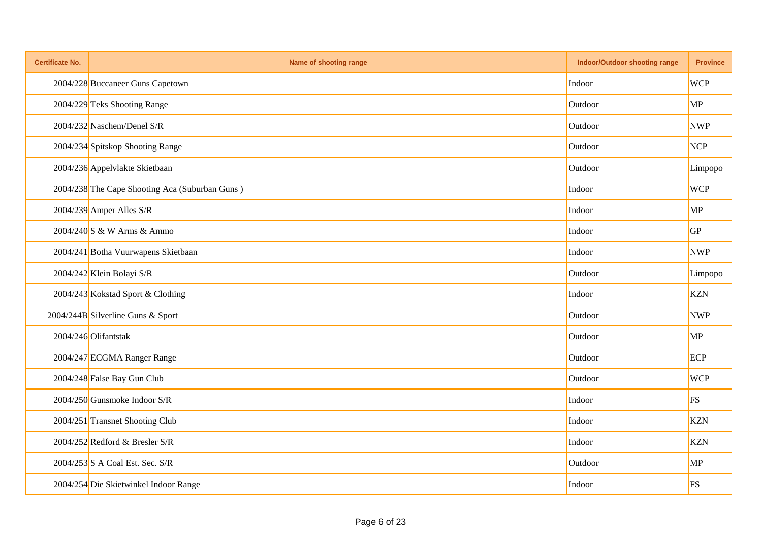| Certificate No. | Name of shooting range | Indoor/Outdoor shooting range | Province |
|---|---|---|---|
| 2004/228 | Buccaneer Guns Capetown | Indoor | WCP |
| 2004/229 | Teks Shooting Range | Outdoor | MP |
| 2004/232 | Naschem/Denel S/R | Outdoor | NWP |
| 2004/234 | Spitskop Shooting Range | Outdoor | NCP |
| 2004/236 | Appelvlakte Skietbaan | Outdoor | Limpopo |
| 2004/238 | The Cape Shooting Aca (Suburban Guns ) | Indoor | WCP |
| 2004/239 | Amper Alles S/R | Indoor | MP |
| 2004/240 | S & W Arms & Ammo | Indoor | GP |
| 2004/241 | Botha Vuurwapens Skietbaan | Indoor | NWP |
| 2004/242 | Klein Bolayi S/R | Outdoor | Limpopo |
| 2004/243 | Kokstad Sport & Clothing | Indoor | KZN |
| 2004/244B | Silverline Guns & Sport | Outdoor | NWP |
| 2004/246 | Olifantstak | Outdoor | MP |
| 2004/247 | ECGMA Ranger Range | Outdoor | ECP |
| 2004/248 | False Bay Gun Club | Outdoor | WCP |
| 2004/250 | Gunsmoke Indoor S/R | Indoor | FS |
| 2004/251 | Transnet Shooting Club | Indoor | KZN |
| 2004/252 | Redford & Bresler S/R | Indoor | KZN |
| 2004/253 | S A Coal Est. Sec. S/R | Outdoor | MP |
| 2004/254 | Die Skietwinkel Indoor Range | Indoor | FS |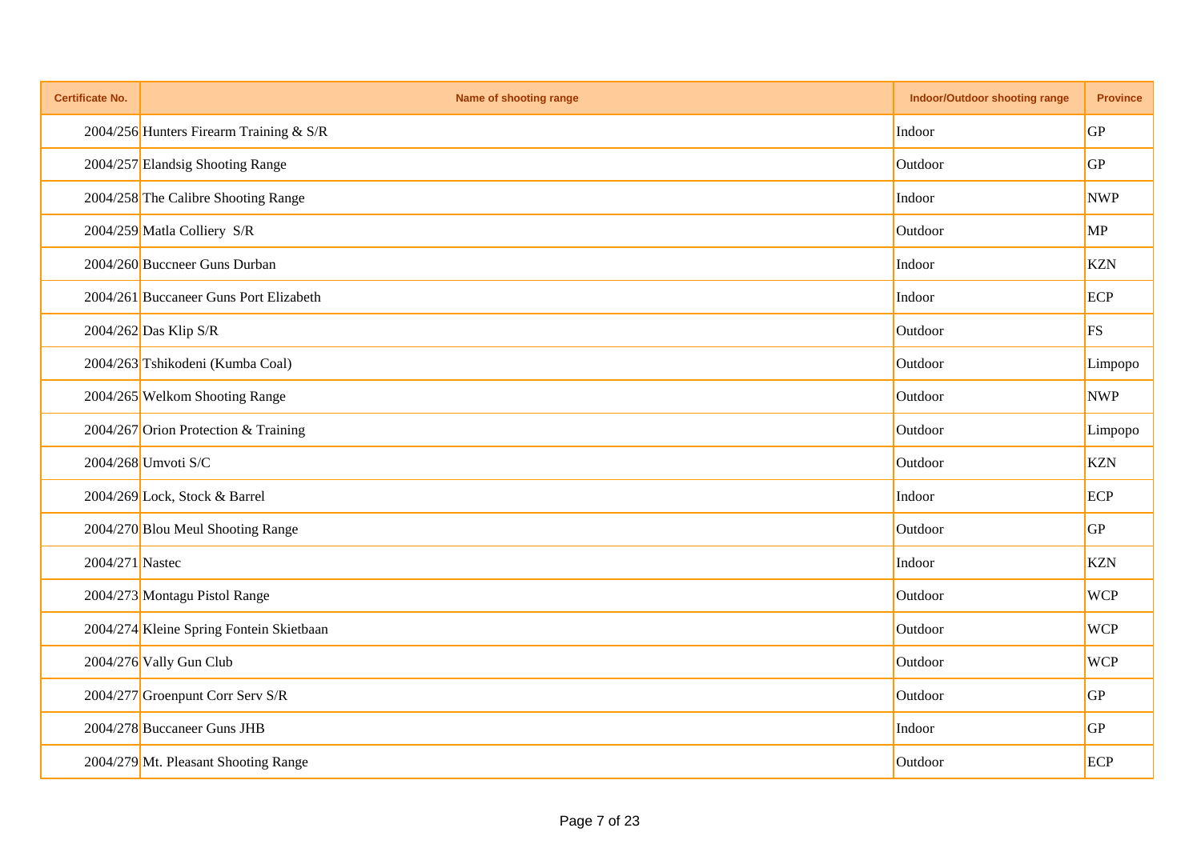| Certificate No. | Name of shooting range | Indoor/Outdoor shooting range | Province |
|---|---|---|---|
| 2004/256 | Hunters Firearm Training & S/R | Indoor | GP |
| 2004/257 | Elandsig Shooting Range | Outdoor | GP |
| 2004/258 | The Calibre Shooting Range | Indoor | NWP |
| 2004/259 | Matla Colliery S/R | Outdoor | MP |
| 2004/260 | Buccneer Guns Durban | Indoor | KZN |
| 2004/261 | Buccaneer Guns Port Elizabeth | Indoor | ECP |
| 2004/262 | Das Klip S/R | Outdoor | FS |
| 2004/263 | Tshikodeni (Kumba Coal) | Outdoor | Limpopo |
| 2004/265 | Welkom Shooting Range | Outdoor | NWP |
| 2004/267 | Orion Protection & Training | Outdoor | Limpopo |
| 2004/268 | Umvoti S/C | Outdoor | KZN |
| 2004/269 | Lock, Stock & Barrel | Indoor | ECP |
| 2004/270 | Blou Meul Shooting Range | Outdoor | GP |
| 2004/271 | Nastec | Indoor | KZN |
| 2004/273 | Montagu Pistol Range | Outdoor | WCP |
| 2004/274 | Kleine Spring Fontein Skietbaan | Outdoor | WCP |
| 2004/276 | Vally Gun Club | Outdoor | WCP |
| 2004/277 | Groenpunt Corr Serv S/R | Outdoor | GP |
| 2004/278 | Buccaneer Guns JHB | Indoor | GP |
| 2004/279 | Mt. Pleasant Shooting Range | Outdoor | ECP |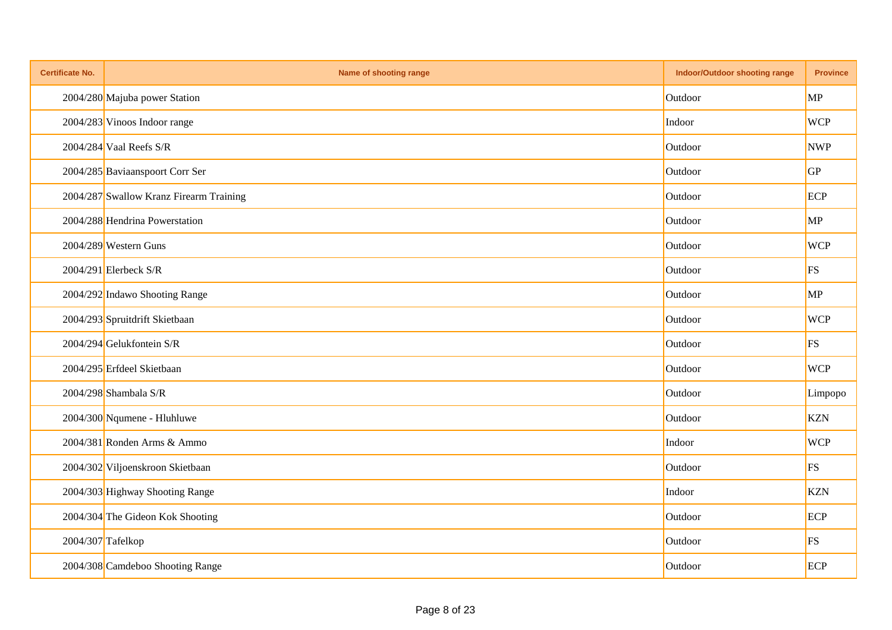| Certificate No. | Name of shooting range | Indoor/Outdoor shooting range | Province |
|---|---|---|---|
| 2004/280 | Majuba power Station | Outdoor | MP |
| 2004/283 | Vinoos Indoor range | Indoor | WCP |
| 2004/284 | Vaal Reefs S/R | Outdoor | NWP |
| 2004/285 | Baviaanspoort Corr Ser | Outdoor | GP |
| 2004/287 | Swallow Kranz Firearm Training | Outdoor | ECP |
| 2004/288 | Hendrina Powerstation | Outdoor | MP |
| 2004/289 | Western Guns | Outdoor | WCP |
| 2004/291 | Elerbeck S/R | Outdoor | FS |
| 2004/292 | Indawo Shooting Range | Outdoor | MP |
| 2004/293 | Spruitdrift Skietbaan | Outdoor | WCP |
| 2004/294 | Gelukfontein S/R | Outdoor | FS |
| 2004/295 | Erfdeel Skietbaan | Outdoor | WCP |
| 2004/298 | Shambala S/R | Outdoor | Limpopo |
| 2004/300 | Nqumene - Hluhluwe | Outdoor | KZN |
| 2004/381 | Ronden Arms & Ammo | Indoor | WCP |
| 2004/302 | Viljoenskroon Skietbaan | Outdoor | FS |
| 2004/303 | Highway Shooting Range | Indoor | KZN |
| 2004/304 | The Gideon Kok Shooting | Outdoor | ECP |
| 2004/307 | Tafelkop | Outdoor | FS |
| 2004/308 | Camdeboo Shooting Range | Outdoor | ECP |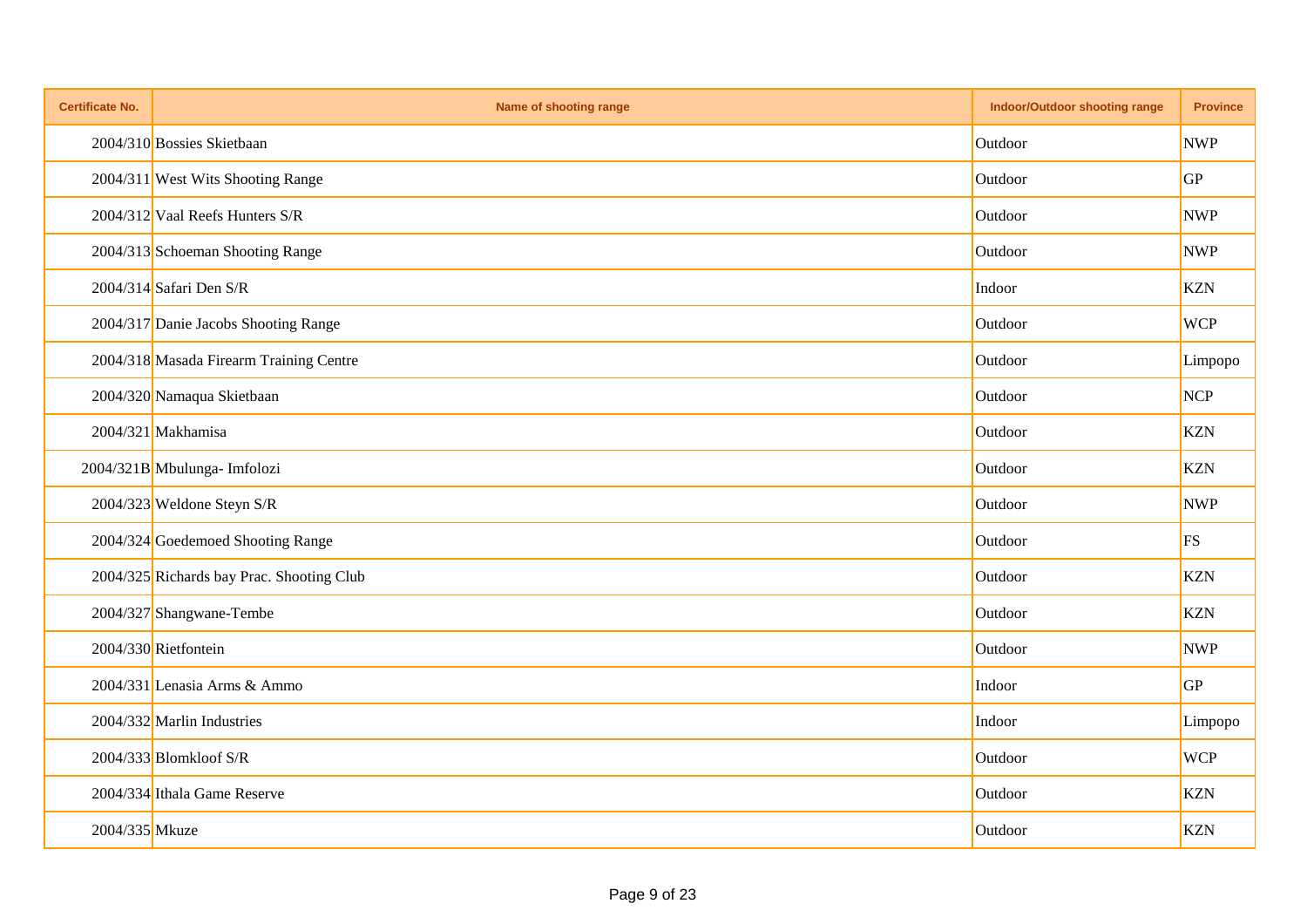| Certificate No. | Name of shooting range | Indoor/Outdoor shooting range | Province |
| --- | --- | --- | --- |
| 2004/310 | Bossies Skietbaan | Outdoor | NWP |
| 2004/311 | West Wits Shooting Range | Outdoor | GP |
| 2004/312 | Vaal Reefs Hunters S/R | Outdoor | NWP |
| 2004/313 | Schoeman Shooting Range | Outdoor | NWP |
| 2004/314 | Safari Den S/R | Indoor | KZN |
| 2004/317 | Danie Jacobs Shooting Range | Outdoor | WCP |
| 2004/318 | Masada Firearm Training Centre | Outdoor | Limpopo |
| 2004/320 | Namaqua Skietbaan | Outdoor | NCP |
| 2004/321 | Makhamisa | Outdoor | KZN |
| 2004/321B | Mbulunga- Imfolozi | Outdoor | KZN |
| 2004/323 | Weldone Steyn S/R | Outdoor | NWP |
| 2004/324 | Goedemoed Shooting Range | Outdoor | FS |
| 2004/325 | Richards bay Prac. Shooting Club | Outdoor | KZN |
| 2004/327 | Shangwane-Tembe | Outdoor | KZN |
| 2004/330 | Rietfontein | Outdoor | NWP |
| 2004/331 | Lenasia Arms & Ammo | Indoor | GP |
| 2004/332 | Marlin Industries | Indoor | Limpopo |
| 2004/333 | Blomkloof S/R | Outdoor | WCP |
| 2004/334 | Ithala Game Reserve | Outdoor | KZN |
| 2004/335 | Mkuze | Outdoor | KZN |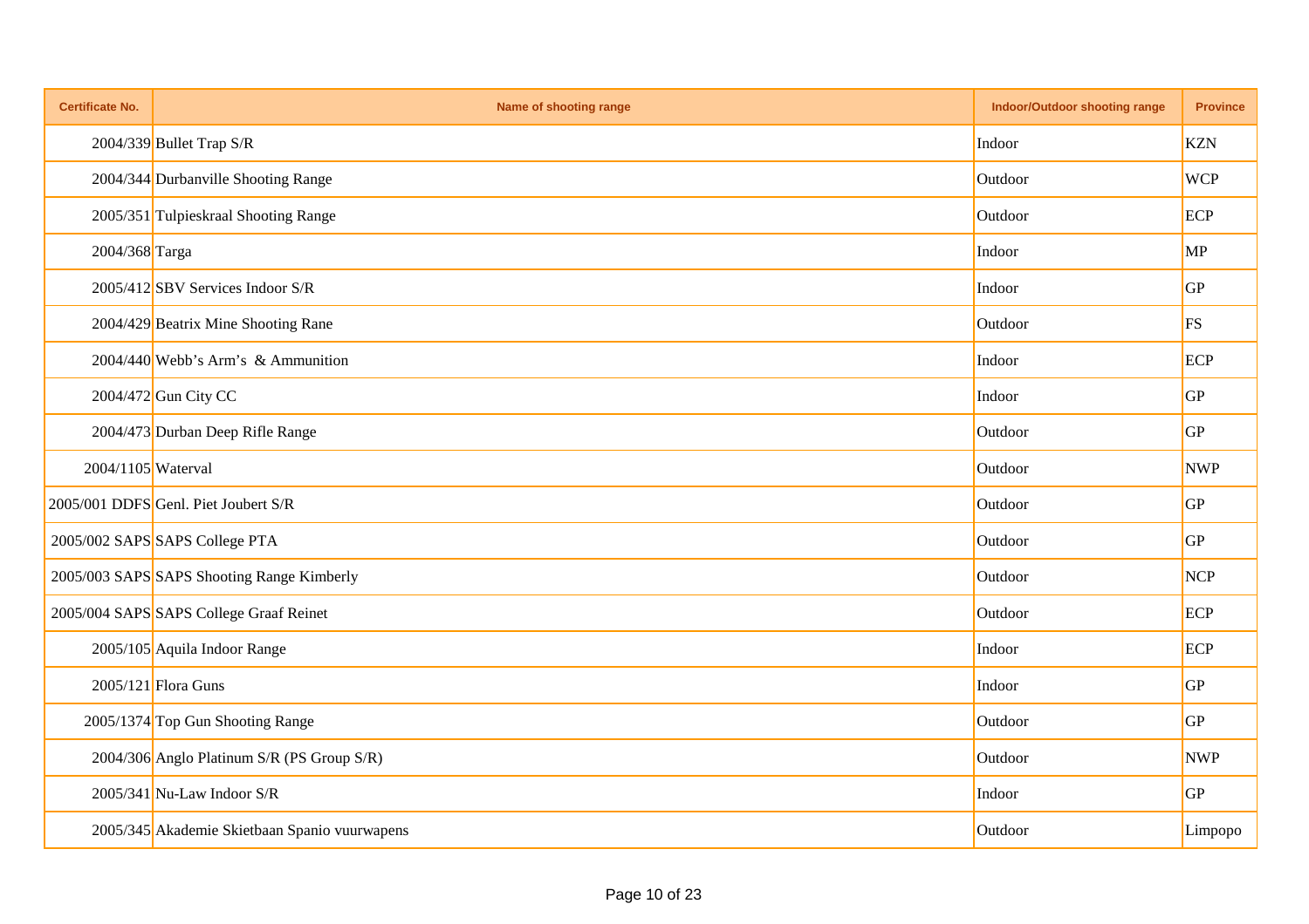| Certificate No. | Name of shooting range | Indoor/Outdoor shooting range | Province |
|---|---|---|---|
| 2004/339 | Bullet Trap S/R | Indoor | KZN |
| 2004/344 | Durbanville Shooting Range | Outdoor | WCP |
| 2005/351 | Tulpieskraal Shooting Range | Outdoor | ECP |
| 2004/368 | Targa | Indoor | MP |
| 2005/412 | SBV Services Indoor S/R | Indoor | GP |
| 2004/429 | Beatrix Mine Shooting Rane | Outdoor | FS |
| 2004/440 | Webb's Arm's & Ammunition | Indoor | ECP |
| 2004/472 | Gun City CC | Indoor | GP |
| 2004/473 | Durban Deep Rifle Range | Outdoor | GP |
| 2004/1105 | Waterval | Outdoor | NWP |
| 2005/001 DDFS | Genl. Piet Joubert S/R | Outdoor | GP |
| 2005/002 SAPS | SAPS College PTA | Outdoor | GP |
| 2005/003 SAPS | SAPS Shooting Range Kimberly | Outdoor | NCP |
| 2005/004 SAPS | SAPS College Graaf Reinet | Outdoor | ECP |
| 2005/105 | Aquila Indoor Range | Indoor | ECP |
| 2005/121 | Flora Guns | Indoor | GP |
| 2005/1374 | Top Gun Shooting Range | Outdoor | GP |
| 2004/306 | Anglo Platinum S/R (PS Group S/R) | Outdoor | NWP |
| 2005/341 | Nu-Law Indoor S/R | Indoor | GP |
| 2005/345 | Akademie Skietbaan Spanio vuurwapens | Outdoor | Limpopo |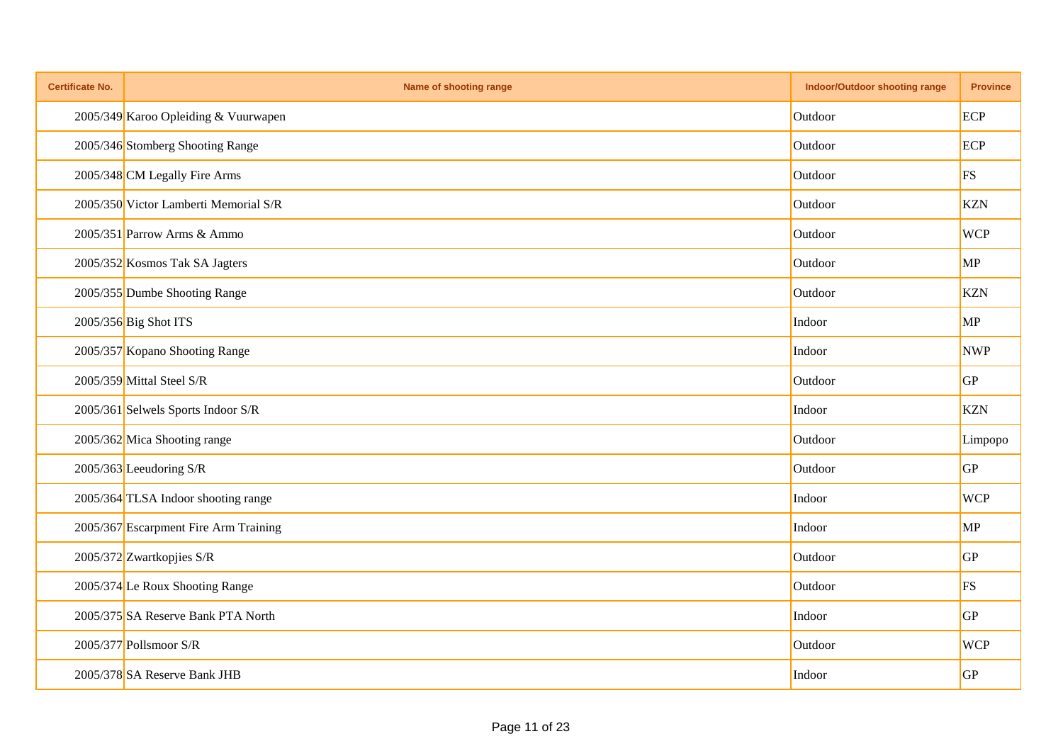| Certificate No. | Name of shooting range | Indoor/Outdoor shooting range | Province |
|---|---|---|---|
| 2005/349 | Karoo Opleiding & Vuurwapen | Outdoor | ECP |
| 2005/346 | Stomberg Shooting Range | Outdoor | ECP |
| 2005/348 | CM Legally Fire Arms | Outdoor | FS |
| 2005/350 | Victor Lamberti Memorial S/R | Outdoor | KZN |
| 2005/351 | Parrow Arms & Ammo | Outdoor | WCP |
| 2005/352 | Kosmos Tak SA Jagters | Outdoor | MP |
| 2005/355 | Dumbe Shooting Range | Outdoor | KZN |
| 2005/356 | Big Shot ITS | Indoor | MP |
| 2005/357 | Kopano Shooting Range | Indoor | NWP |
| 2005/359 | Mittal Steel S/R | Outdoor | GP |
| 2005/361 | Selwels Sports Indoor S/R | Indoor | KZN |
| 2005/362 | Mica Shooting range | Outdoor | Limpopo |
| 2005/363 | Leeudoring S/R | Outdoor | GP |
| 2005/364 | TLSA Indoor shooting range | Indoor | WCP |
| 2005/367 | Escarpment Fire Arm Training | Indoor | MP |
| 2005/372 | Zwartkopjies S/R | Outdoor | GP |
| 2005/374 | Le Roux Shooting Range | Outdoor | FS |
| 2005/375 | SA Reserve Bank PTA North | Indoor | GP |
| 2005/377 | Pollsmoor S/R | Outdoor | WCP |
| 2005/378 | SA Reserve Bank JHB | Indoor | GP |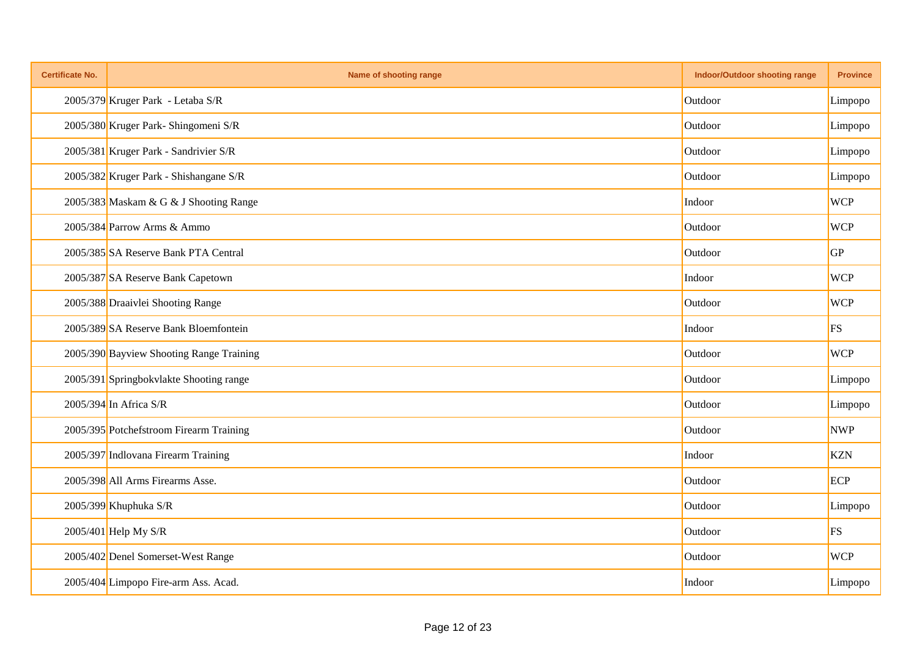| Certificate No. | Name of shooting range | Indoor/Outdoor shooting range | Province |
|---|---|---|---|
| 2005/379 | Kruger Park - Letaba S/R | Outdoor | Limpopo |
| 2005/380 | Kruger Park- Shingomeni S/R | Outdoor | Limpopo |
| 2005/381 | Kruger Park - Sandrivier S/R | Outdoor | Limpopo |
| 2005/382 | Kruger Park - Shishangane S/R | Outdoor | Limpopo |
| 2005/383 | Maskam & G & J Shooting Range | Indoor | WCP |
| 2005/384 | Parrow Arms & Ammo | Outdoor | WCP |
| 2005/385 | SA Reserve Bank PTA Central | Outdoor | GP |
| 2005/387 | SA Reserve Bank Capetown | Indoor | WCP |
| 2005/388 | Draaivlei Shooting Range | Outdoor | WCP |
| 2005/389 | SA Reserve Bank Bloemfontein | Indoor | FS |
| 2005/390 | Bayview Shooting Range Training | Outdoor | WCP |
| 2005/391 | Springbokvlakte Shooting range | Outdoor | Limpopo |
| 2005/394 | In Africa S/R | Outdoor | Limpopo |
| 2005/395 | Potchefstroom Firearm Training | Outdoor | NWP |
| 2005/397 | Indlovana Firearm Training | Indoor | KZN |
| 2005/398 | All Arms Firearms Asse. | Outdoor | ECP |
| 2005/399 | Khuphuka S/R | Outdoor | Limpopo |
| 2005/401 | Help My S/R | Outdoor | FS |
| 2005/402 | Denel Somerset-West Range | Outdoor | WCP |
| 2005/404 | Limpopo Fire-arm Ass. Acad. | Indoor | Limpopo |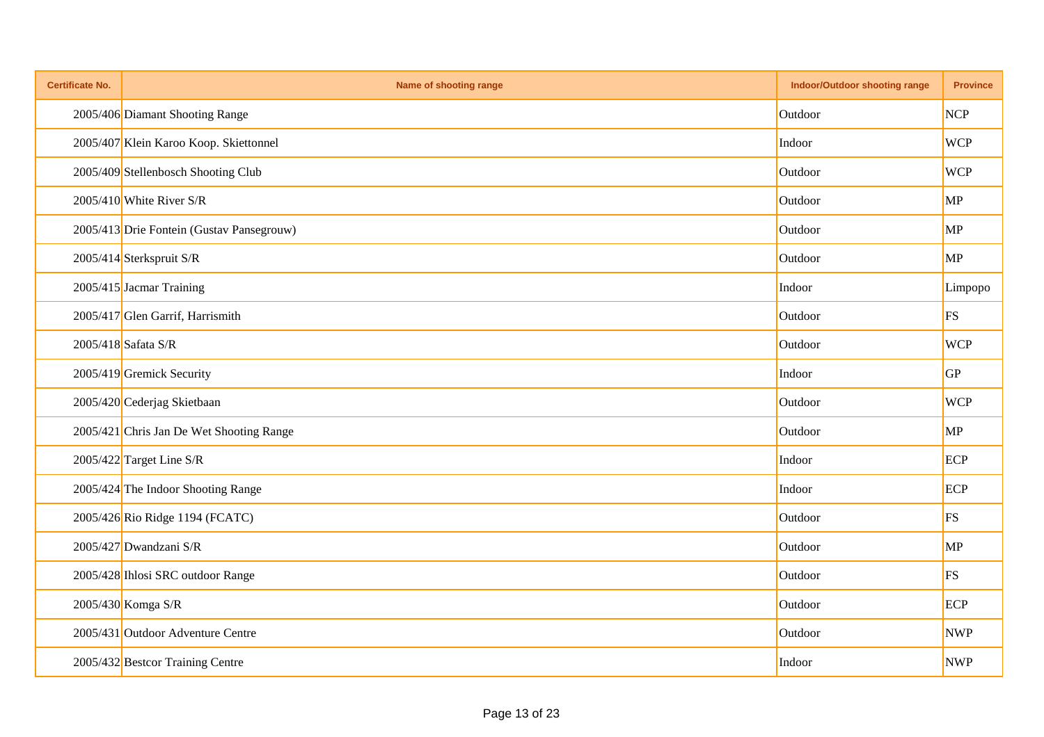| Certificate No. | Name of shooting range | Indoor/Outdoor shooting range | Province |
|---|---|---|---|
| 2005/406 | Diamant Shooting Range | Outdoor | NCP |
| 2005/407 | Klein Karoo Koop. Skiettonnel | Indoor | WCP |
| 2005/409 | Stellenbosch Shooting Club | Outdoor | WCP |
| 2005/410 | White River S/R | Outdoor | MP |
| 2005/413 | Drie Fontein (Gustav Pansegrouw) | Outdoor | MP |
| 2005/414 | Sterkspruit S/R | Outdoor | MP |
| 2005/415 | Jacmar Training | Indoor | Limpopo |
| 2005/417 | Glen Garrif, Harrismith | Outdoor | FS |
| 2005/418 | Safata S/R | Outdoor | WCP |
| 2005/419 | Gremick Security | Indoor | GP |
| 2005/420 | Cederjag Skietbaan | Outdoor | WCP |
| 2005/421 | Chris Jan De Wet Shooting Range | Outdoor | MP |
| 2005/422 | Target Line S/R | Indoor | ECP |
| 2005/424 | The Indoor Shooting Range | Indoor | ECP |
| 2005/426 | Rio Ridge 1194 (FCATC) | Outdoor | FS |
| 2005/427 | Dwandzani S/R | Outdoor | MP |
| 2005/428 | Ihlosi SRC outdoor Range | Outdoor | FS |
| 2005/430 | Komga S/R | Outdoor | ECP |
| 2005/431 | Outdoor Adventure Centre | Outdoor | NWP |
| 2005/432 | Bestcor Training Centre | Indoor | NWP |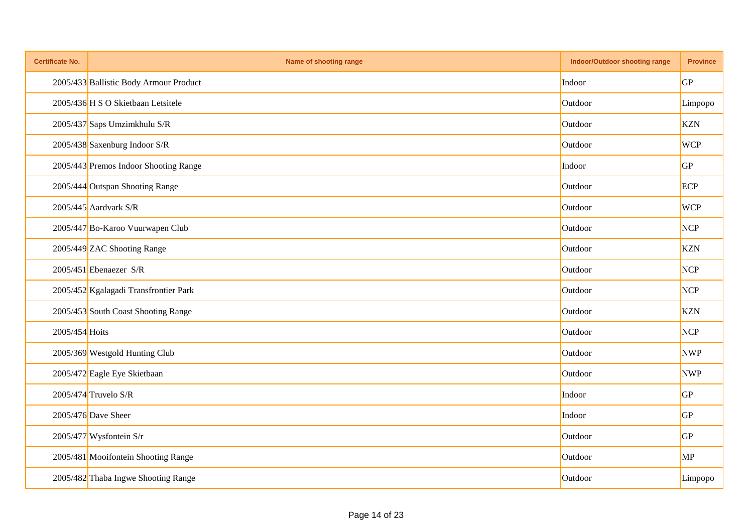| Certificate No. | Name of shooting range | Indoor/Outdoor shooting range | Province |
|---|---|---|---|
| 2005/433 | Ballistic Body Armour Product | Indoor | GP |
| 2005/436 | H S O Skietbaan Letsitele | Outdoor | Limpopo |
| 2005/437 | Saps Umzimkhulu S/R | Outdoor | KZN |
| 2005/438 | Saxenburg Indoor S/R | Outdoor | WCP |
| 2005/443 | Premos Indoor Shooting Range | Indoor | GP |
| 2005/444 | Outspan Shooting Range | Outdoor | ECP |
| 2005/445 | Aardvark S/R | Outdoor | WCP |
| 2005/447 | Bo-Karoo Vuurwapen Club | Outdoor | NCP |
| 2005/449 | ZAC Shooting Range | Outdoor | KZN |
| 2005/451 | Ebenaezer S/R | Outdoor | NCP |
| 2005/452 | Kgalagadi Transfrontier Park | Outdoor | NCP |
| 2005/453 | South Coast Shooting Range | Outdoor | KZN |
| 2005/454 | Hoits | Outdoor | NCP |
| 2005/369 | Westgold Hunting Club | Outdoor | NWP |
| 2005/472 | Eagle Eye Skietbaan | Outdoor | NWP |
| 2005/474 | Truvelo S/R | Indoor | GP |
| 2005/476 | Dave Sheer | Indoor | GP |
| 2005/477 | Wysfontein S/r | Outdoor | GP |
| 2005/481 | Mooifontein Shooting Range | Outdoor | MP |
| 2005/482 | Thaba Ingwe Shooting Range | Outdoor | Limpopo |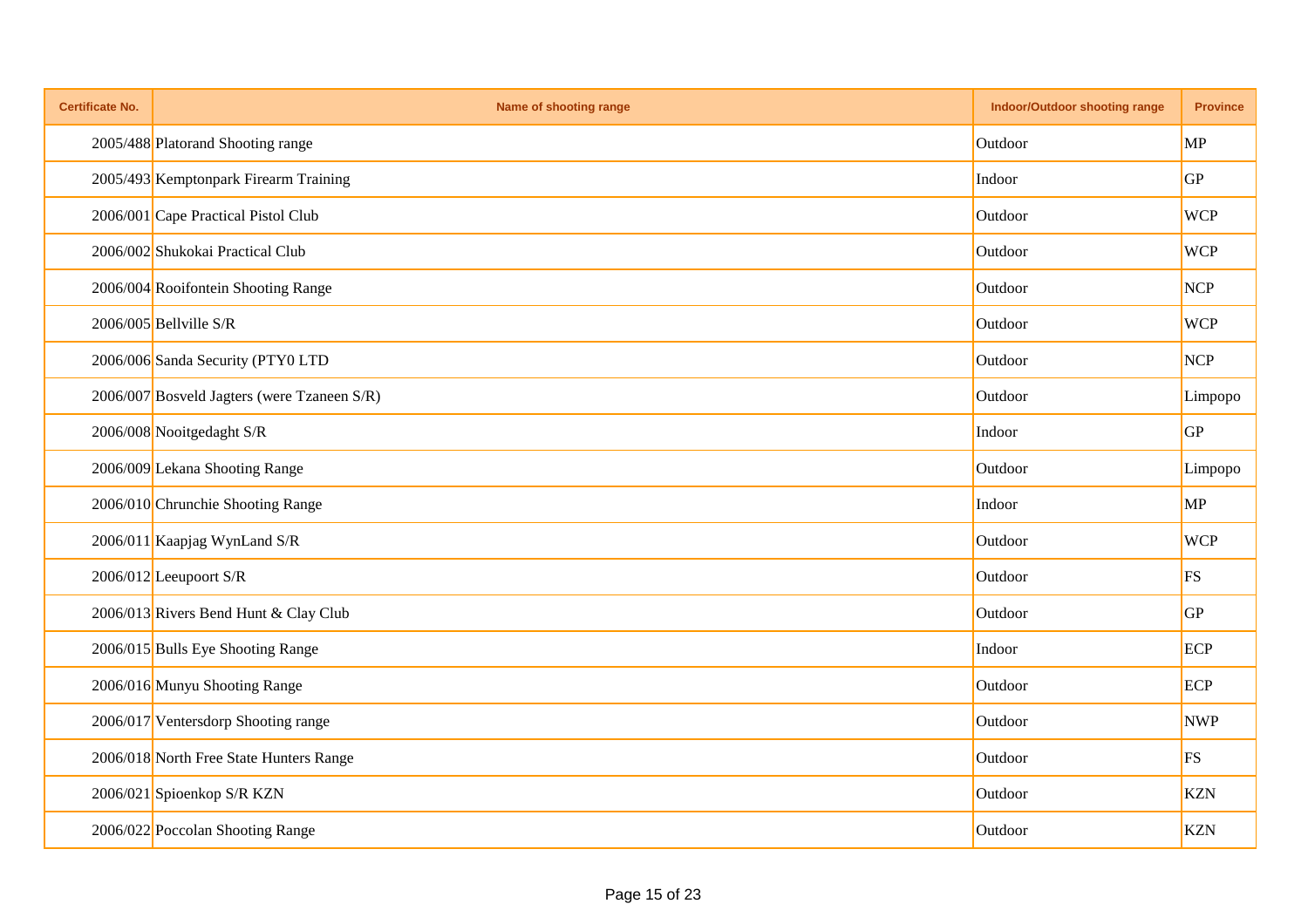| Certificate No. | Name of shooting range | Indoor/Outdoor shooting range | Province |
|---|---|---|---|
| 2005/488 | Platorand Shooting range | Outdoor | MP |
| 2005/493 | Kemptonpark Firearm Training | Indoor | GP |
| 2006/001 | Cape Practical Pistol Club | Outdoor | WCP |
| 2006/002 | Shukokai Practical Club | Outdoor | WCP |
| 2006/004 | Rooifontein Shooting Range | Outdoor | NCP |
| 2006/005 | Bellville S/R | Outdoor | WCP |
| 2006/006 | Sanda Security (PTY0 LTD | Outdoor | NCP |
| 2006/007 | Bosveld Jagters (were Tzaneen S/R) | Outdoor | Limpopo |
| 2006/008 | Nooitgedaght S/R | Indoor | GP |
| 2006/009 | Lekana Shooting Range | Outdoor | Limpopo |
| 2006/010 | Chrunchie Shooting Range | Indoor | MP |
| 2006/011 | Kaapjag WynLand S/R | Outdoor | WCP |
| 2006/012 | Leeupoort S/R | Outdoor | FS |
| 2006/013 | Rivers Bend Hunt & Clay Club | Outdoor | GP |
| 2006/015 | Bulls Eye Shooting Range | Indoor | ECP |
| 2006/016 | Munyu Shooting Range | Outdoor | ECP |
| 2006/017 | Ventersdorp Shooting range | Outdoor | NWP |
| 2006/018 | North Free State Hunters Range | Outdoor | FS |
| 2006/021 | Spioenkop S/R KZN | Outdoor | KZN |
| 2006/022 | Poccolan Shooting Range | Outdoor | KZN |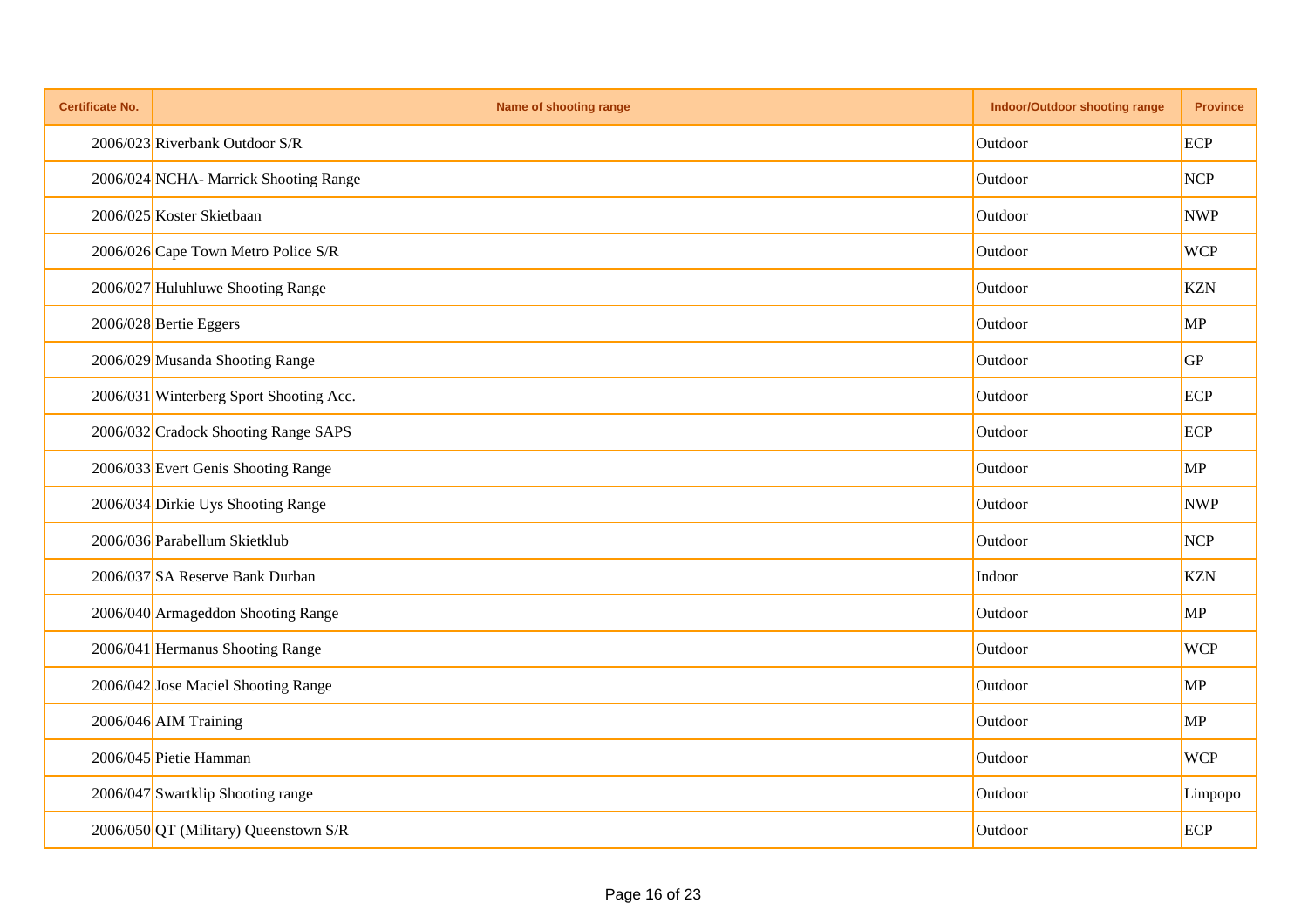| Certificate No. | Name of shooting range | Indoor/Outdoor shooting range | Province |
| --- | --- | --- | --- |
| 2006/023 | Riverbank Outdoor S/R | Outdoor | ECP |
| 2006/024 | NCHA- Marrick Shooting Range | Outdoor | NCP |
| 2006/025 | Koster Skietbaan | Outdoor | NWP |
| 2006/026 | Cape Town Metro Police S/R | Outdoor | WCP |
| 2006/027 | Huluhluwe Shooting Range | Outdoor | KZN |
| 2006/028 | Bertie Eggers | Outdoor | MP |
| 2006/029 | Musanda Shooting Range | Outdoor | GP |
| 2006/031 | Winterberg Sport Shooting Acc. | Outdoor | ECP |
| 2006/032 | Cradock Shooting Range SAPS | Outdoor | ECP |
| 2006/033 | Evert Genis Shooting Range | Outdoor | MP |
| 2006/034 | Dirkie Uys Shooting Range | Outdoor | NWP |
| 2006/036 | Parabellum Skietklub | Outdoor | NCP |
| 2006/037 | SA Reserve Bank Durban | Indoor | KZN |
| 2006/040 | Armageddon Shooting Range | Outdoor | MP |
| 2006/041 | Hermanus Shooting Range | Outdoor | WCP |
| 2006/042 | Jose Maciel Shooting Range | Outdoor | MP |
| 2006/046 | AIM Training | Outdoor | MP |
| 2006/045 | Pietie Hamman | Outdoor | WCP |
| 2006/047 | Swartklip Shooting range | Outdoor | Limpopo |
| 2006/050 | QT (Military) Queenstown S/R | Outdoor | ECP |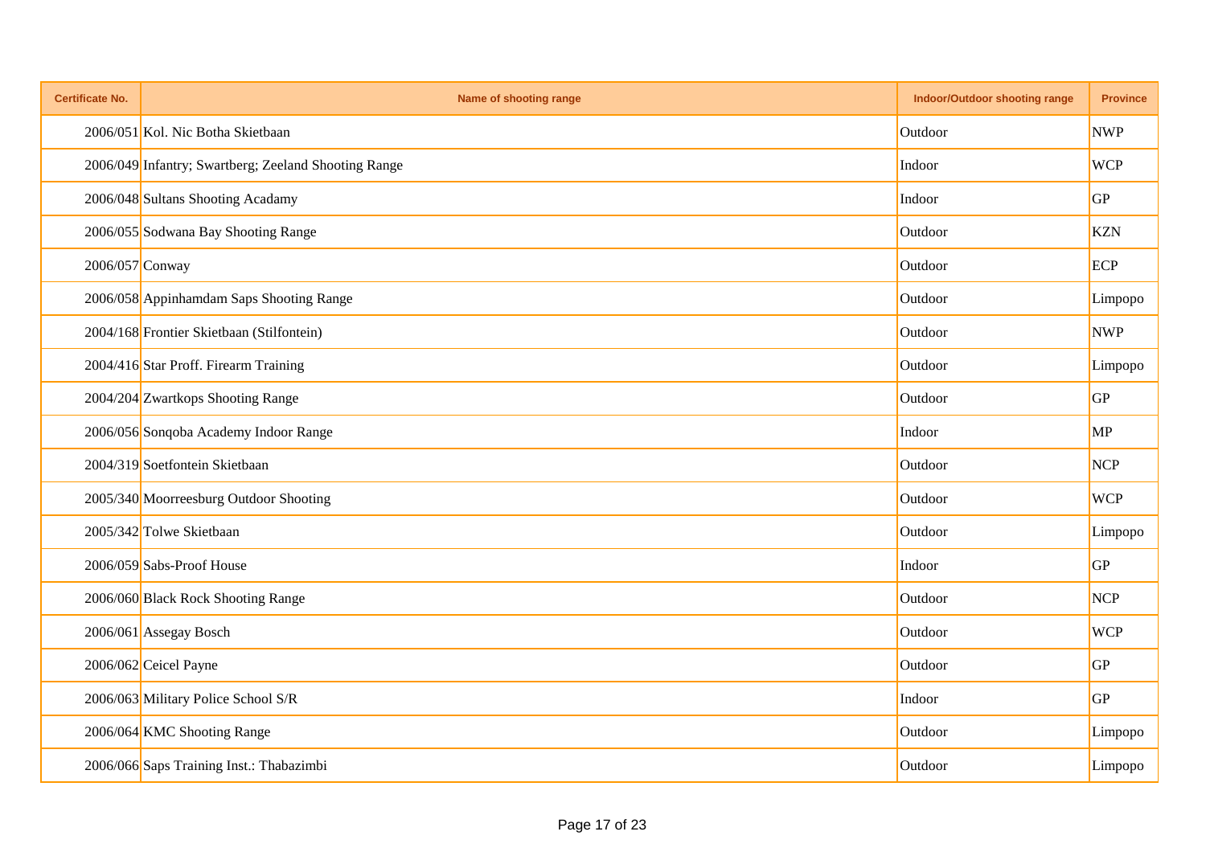| Certificate No. | Name of shooting range | Indoor/Outdoor shooting range | Province |
|---|---|---|---|
| 2006/051 | Kol. Nic Botha Skietbaan | Outdoor | NWP |
| 2006/049 | Infantry; Swartberg; Zeeland Shooting Range | Indoor | WCP |
| 2006/048 | Sultans Shooting Acadamy | Indoor | GP |
| 2006/055 | Sodwana Bay Shooting Range | Outdoor | KZN |
| 2006/057 | Conway | Outdoor | ECP |
| 2006/058 | Appinhamdam Saps Shooting Range | Outdoor | Limpopo |
| 2004/168 | Frontier Skietbaan (Stilfontein) | Outdoor | NWP |
| 2004/416 | Star Proff. Firearm Training | Outdoor | Limpopo |
| 2004/204 | Zwartkops Shooting Range | Outdoor | GP |
| 2006/056 | Sonqoba Academy Indoor Range | Indoor | MP |
| 2004/319 | Soetfontein Skietbaan | Outdoor | NCP |
| 2005/340 | Moorreesburg Outdoor Shooting | Outdoor | WCP |
| 2005/342 | Tolwe Skietbaan | Outdoor | Limpopo |
| 2006/059 | Sabs-Proof House | Indoor | GP |
| 2006/060 | Black Rock Shooting Range | Outdoor | NCP |
| 2006/061 | Assegay Bosch | Outdoor | WCP |
| 2006/062 | Ceicel Payne | Outdoor | GP |
| 2006/063 | Military Police School S/R | Indoor | GP |
| 2006/064 | KMC Shooting Range | Outdoor | Limpopo |
| 2006/066 | Saps Training Inst.: Thabazimbi | Outdoor | Limpopo |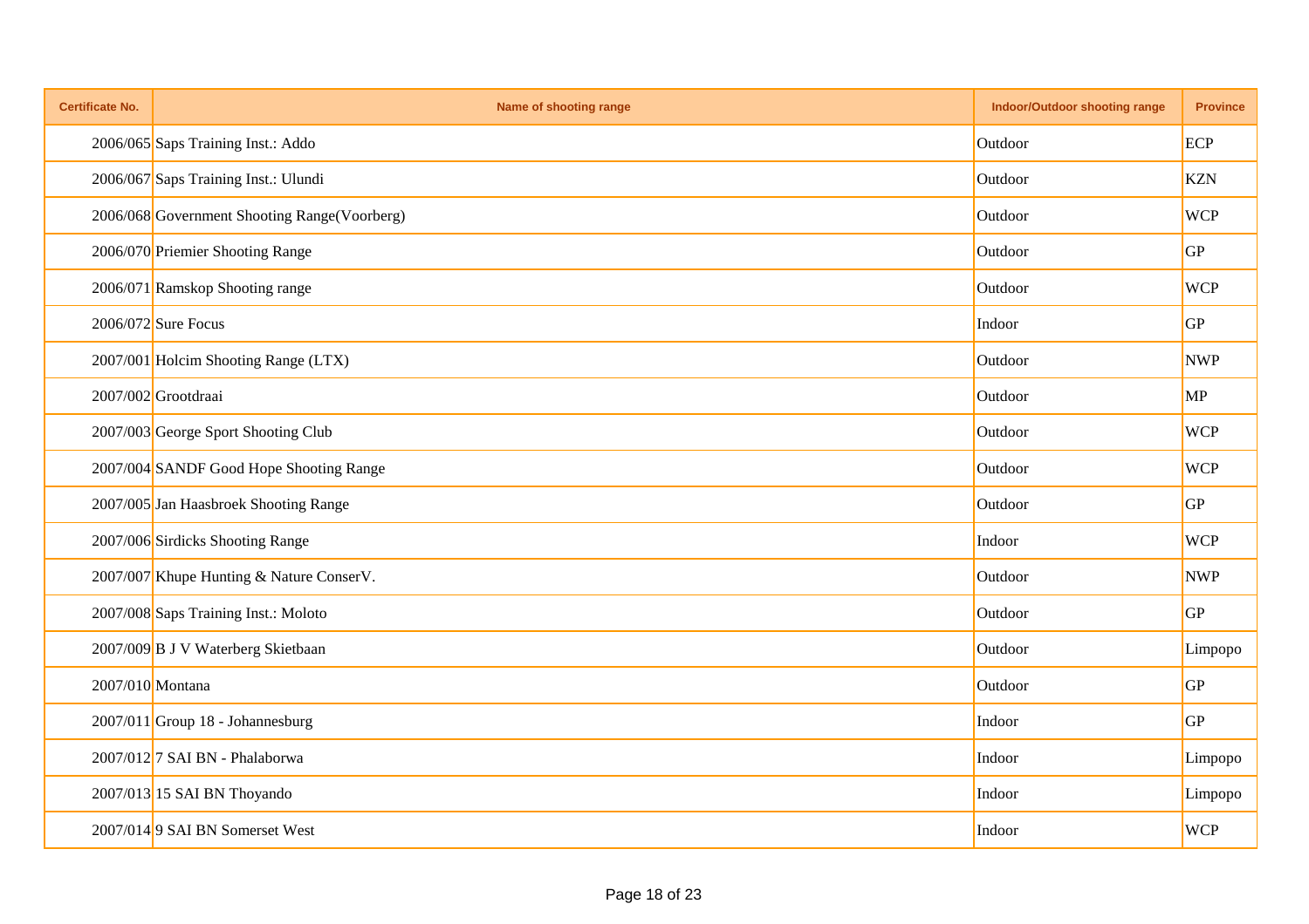| Certificate No. | Name of shooting range | Indoor/Outdoor shooting range | Province |
|---|---|---|---|
| 2006/065 | Saps Training Inst.: Addo | Outdoor | ECP |
| 2006/067 | Saps Training Inst.: Ulundi | Outdoor | KZN |
| 2006/068 | Government Shooting Range(Voorberg) | Outdoor | WCP |
| 2006/070 | Priemier Shooting Range | Outdoor | GP |
| 2006/071 | Ramskop Shooting range | Outdoor | WCP |
| 2006/072 | Sure Focus | Indoor | GP |
| 2007/001 | Holcim Shooting Range (LTX) | Outdoor | NWP |
| 2007/002 | Grootdraai | Outdoor | MP |
| 2007/003 | George Sport Shooting Club | Outdoor | WCP |
| 2007/004 | SANDF Good Hope Shooting Range | Outdoor | WCP |
| 2007/005 | Jan Haasbroek Shooting Range | Outdoor | GP |
| 2007/006 | Sirdicks Shooting Range | Indoor | WCP |
| 2007/007 | Khupe Hunting & Nature ConserV. | Outdoor | NWP |
| 2007/008 | Saps Training Inst.: Moloto | Outdoor | GP |
| 2007/009 | B J V Waterberg Skietbaan | Outdoor | Limpopo |
| 2007/010 | Montana | Outdoor | GP |
| 2007/011 | Group 18 - Johannesburg | Indoor | GP |
| 2007/012 | 7 SAI BN - Phalaborwa | Indoor | Limpopo |
| 2007/013 | 15 SAI BN Thoyando | Indoor | Limpopo |
| 2007/014 | 9 SAI BN Somerset West | Indoor | WCP |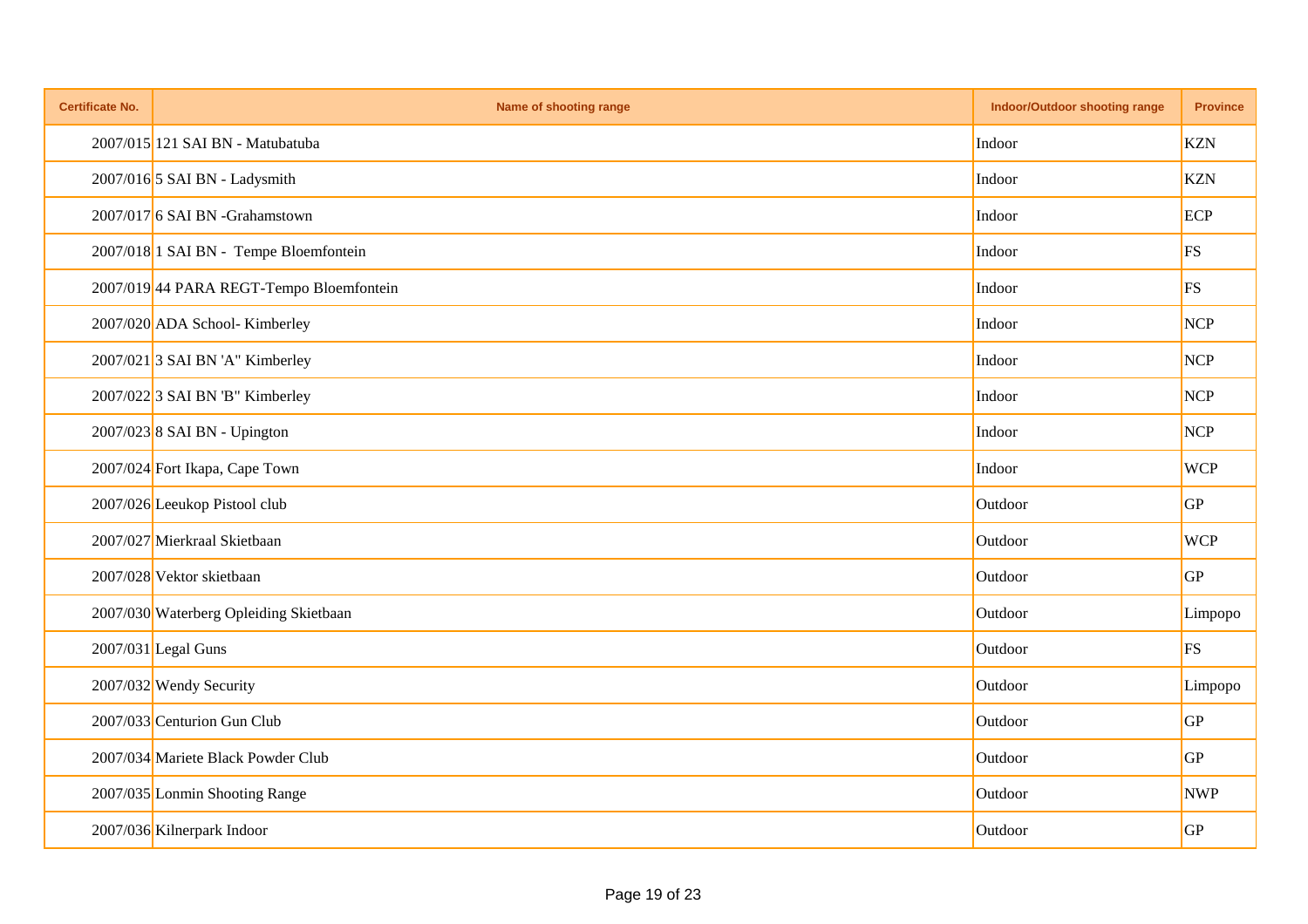| Certificate No. | Name of shooting range | Indoor/Outdoor shooting range | Province |
|---|---|---|---|
| 2007/015 | 121 SAI BN - Matubatuba | Indoor | KZN |
| 2007/016 | 5 SAI BN - Ladysmith | Indoor | KZN |
| 2007/017 | 6 SAI BN -Grahamstown | Indoor | ECP |
| 2007/018 | 1 SAI BN - Tempe Bloemfontein | Indoor | FS |
| 2007/019 | 44 PARA REGT-Tempo Bloemfontein | Indoor | FS |
| 2007/020 | ADA School- Kimberley | Indoor | NCP |
| 2007/021 | 3 SAI BN 'A" Kimberley | Indoor | NCP |
| 2007/022 | 3 SAI BN 'B" Kimberley | Indoor | NCP |
| 2007/023 | 8 SAI BN - Upington | Indoor | NCP |
| 2007/024 | Fort Ikapa, Cape Town | Indoor | WCP |
| 2007/026 | Leeukop Pistool club | Outdoor | GP |
| 2007/027 | Mierkraal Skietbaan | Outdoor | WCP |
| 2007/028 | Vektor skietbaan | Outdoor | GP |
| 2007/030 | Waterberg Opleiding Skietbaan | Outdoor | Limpopo |
| 2007/031 | Legal Guns | Outdoor | FS |
| 2007/032 | Wendy Security | Outdoor | Limpopo |
| 2007/033 | Centurion Gun Club | Outdoor | GP |
| 2007/034 | Mariete Black Powder Club | Outdoor | GP |
| 2007/035 | Lonmin Shooting Range | Outdoor | NWP |
| 2007/036 | Kilnerpark Indoor | Outdoor | GP |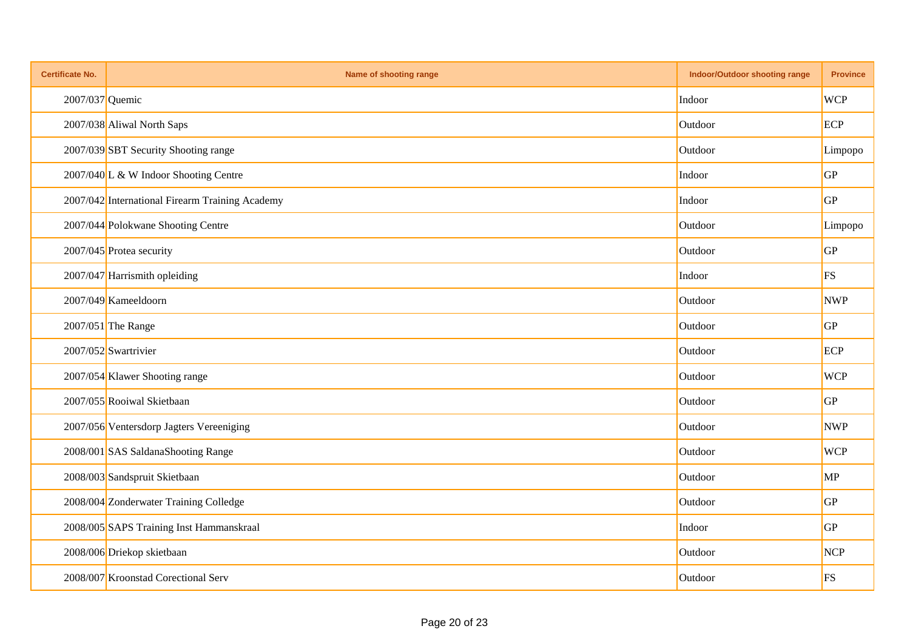| Certificate No. | Name of shooting range | Indoor/Outdoor shooting range | Province |
|---|---|---|---|
| 2007/037 | Quemic | Indoor | WCP |
| 2007/038 | Aliwal North Saps | Outdoor | ECP |
| 2007/039 | SBT Security Shooting range | Outdoor | Limpopo |
| 2007/040 | L & W Indoor Shooting Centre | Indoor | GP |
| 2007/042 | International Firearm Training Academy | Indoor | GP |
| 2007/044 | Polokwane Shooting Centre | Outdoor | Limpopo |
| 2007/045 | Protea security | Outdoor | GP |
| 2007/047 | Harrismith opleiding | Indoor | FS |
| 2007/049 | Kameeldoorn | Outdoor | NWP |
| 2007/051 | The Range | Outdoor | GP |
| 2007/052 | Swartrivier | Outdoor | ECP |
| 2007/054 | Klawer Shooting range | Outdoor | WCP |
| 2007/055 | Rooiwal Skietbaan | Outdoor | GP |
| 2007/056 | Ventersdorp Jagters Vereeniging | Outdoor | NWP |
| 2008/001 | SAS SaldanaShooting Range | Outdoor | WCP |
| 2008/003 | Sandspruit Skietbaan | Outdoor | MP |
| 2008/004 | Zonderwater Training Colledge | Outdoor | GP |
| 2008/005 | SAPS Training Inst Hammanskraal | Indoor | GP |
| 2008/006 | Driekop skietbaan | Outdoor | NCP |
| 2008/007 | Kroonstad Corectional Serv | Outdoor | FS |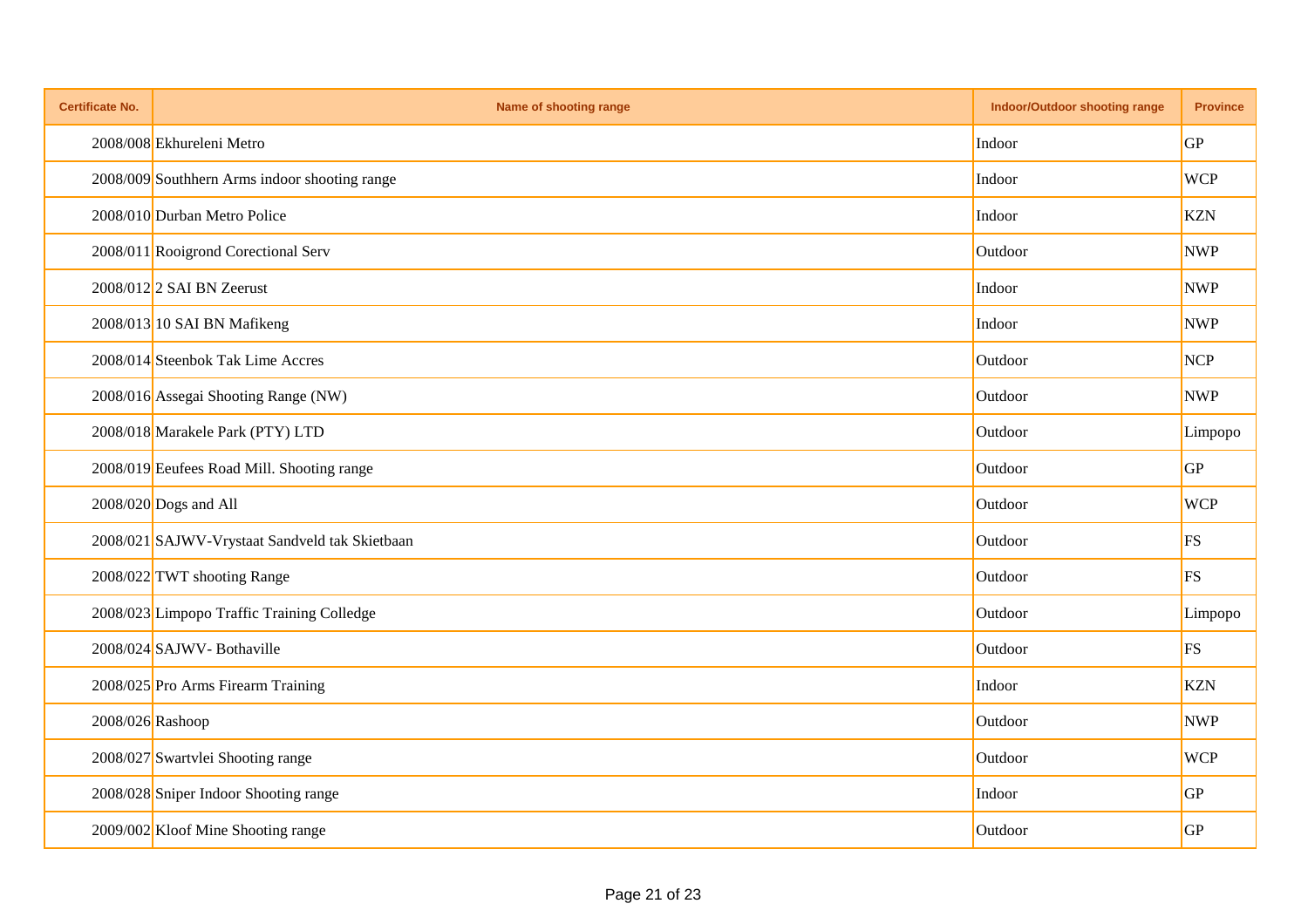| Certificate No. | Name of shooting range | Indoor/Outdoor shooting range | Province |
|---|---|---|---|
| 2008/008 | Ekhureleni Metro | Indoor | GP |
| 2008/009 | Southhern Arms indoor shooting range | Indoor | WCP |
| 2008/010 | Durban Metro Police | Indoor | KZN |
| 2008/011 | Rooigrond Corectional Serv | Outdoor | NWP |
| 2008/012 | 2 SAI BN Zeerust | Indoor | NWP |
| 2008/013 | 10 SAI BN Mafikeng | Indoor | NWP |
| 2008/014 | Steenbok Tak Lime Accres | Outdoor | NCP |
| 2008/016 | Assegai Shooting Range (NW) | Outdoor | NWP |
| 2008/018 | Marakele Park (PTY) LTD | Outdoor | Limpopo |
| 2008/019 | Eeufees Road Mill. Shooting range | Outdoor | GP |
| 2008/020 | Dogs and All | Outdoor | WCP |
| 2008/021 | SAJWV-Vrystaat Sandveld tak Skietbaan | Outdoor | FS |
| 2008/022 | TWT shooting Range | Outdoor | FS |
| 2008/023 | Limpopo Traffic Training Colledge | Outdoor | Limpopo |
| 2008/024 | SAJWV- Bothaville | Outdoor | FS |
| 2008/025 | Pro Arms Firearm Training | Indoor | KZN |
| 2008/026 | Rashoop | Outdoor | NWP |
| 2008/027 | Swartvlei Shooting range | Outdoor | WCP |
| 2008/028 | Sniper Indoor Shooting range | Indoor | GP |
| 2009/002 | Kloof Mine Shooting range | Outdoor | GP |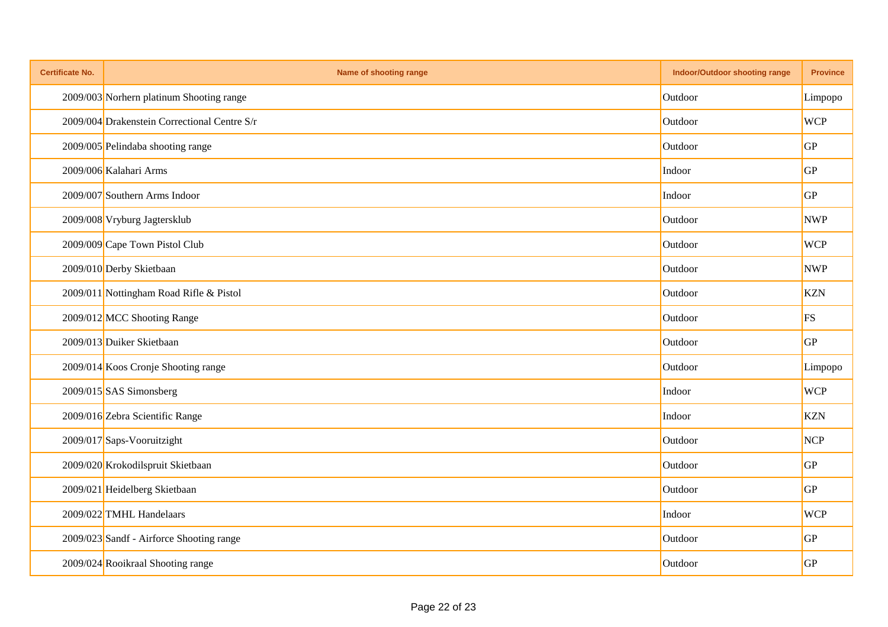| Certificate No. | Name of shooting range | Indoor/Outdoor shooting range | Province |
|---|---|---|---|
| 2009/003 | Norhern platinum Shooting range | Outdoor | Limpopo |
| 2009/004 | Drakenstein Correctional Centre S/r | Outdoor | WCP |
| 2009/005 | Pelindaba shooting range | Outdoor | GP |
| 2009/006 | Kalahari Arms | Indoor | GP |
| 2009/007 | Southern Arms Indoor | Indoor | GP |
| 2009/008 | Vryburg Jagtersklub | Outdoor | NWP |
| 2009/009 | Cape Town Pistol Club | Outdoor | WCP |
| 2009/010 | Derby Skietbaan | Outdoor | NWP |
| 2009/011 | Nottingham Road Rifle & Pistol | Outdoor | KZN |
| 2009/012 | MCC Shooting Range | Outdoor | FS |
| 2009/013 | Duiker Skietbaan | Outdoor | GP |
| 2009/014 | Koos Cronje Shooting range | Outdoor | Limpopo |
| 2009/015 | SAS Simonsberg | Indoor | WCP |
| 2009/016 | Zebra Scientific Range | Indoor | KZN |
| 2009/017 | Saps-Vooruitzight | Outdoor | NCP |
| 2009/020 | Krokodilspruit Skietbaan | Outdoor | GP |
| 2009/021 | Heidelberg Skietbaan | Outdoor | GP |
| 2009/022 | TMHL Handelaars | Indoor | WCP |
| 2009/023 | Sandf - Airforce Shooting range | Outdoor | GP |
| 2009/024 | Rooikraal Shooting range | Outdoor | GP |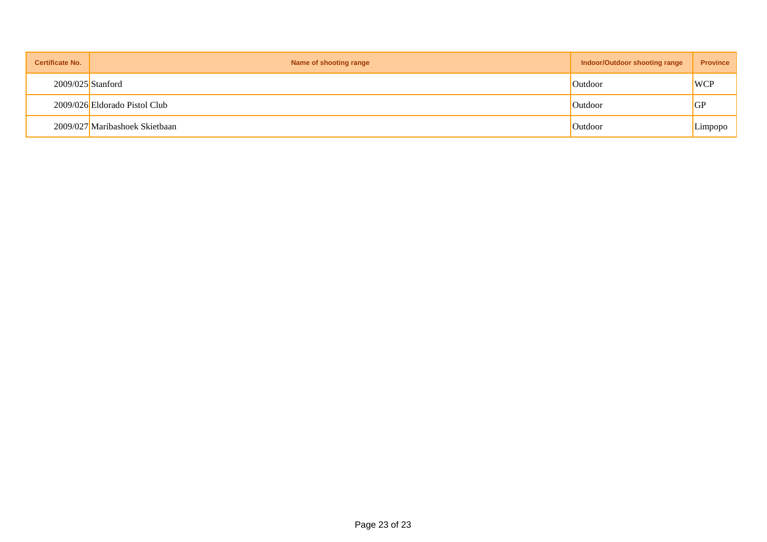| Certificate No. | Name of shooting range | Indoor/Outdoor shooting range | Province |
|---|---|---|---|
| 2009/025 | Stanford | Outdoor | WCP |
| 2009/026 | Eldorado Pistol Club | Outdoor | GP |
| 2009/027 | Maribashoek Skietbaan | Outdoor | Limpopo |